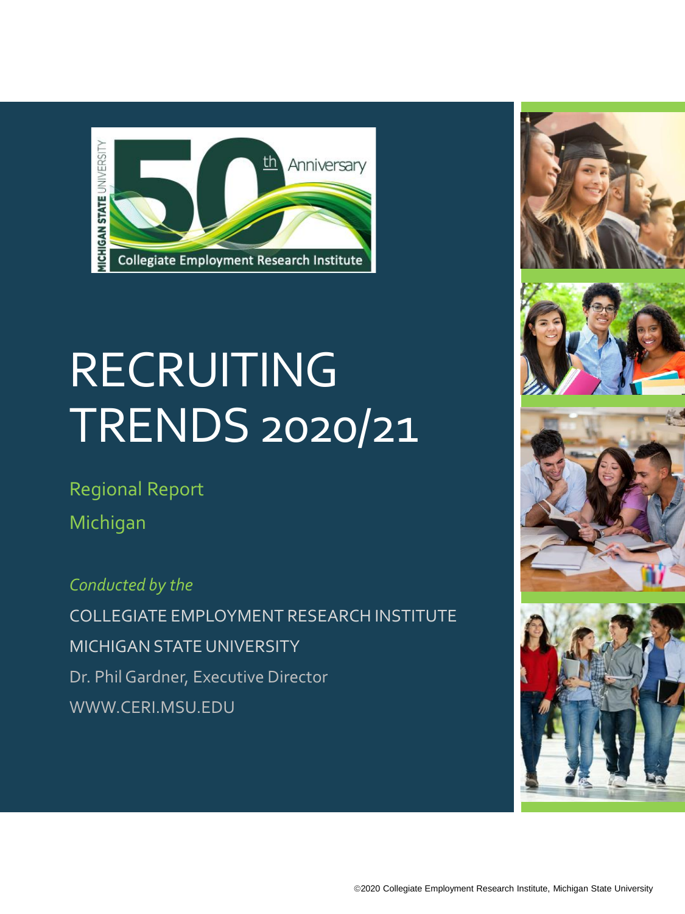# RECRUITING TRENDS 2020/21

Regional Report

Michigan

*Conducted by the*

COLLEGIATE EMPLOYMENT RESEARCH INSTITUTE

MICHIGAN STATE UNIVERSITY

Dr. Phil Gardner, Executive Director

WWW.CERI.MSU.EDU

©2020 Collegiate Employment Research Institute, Michigan State University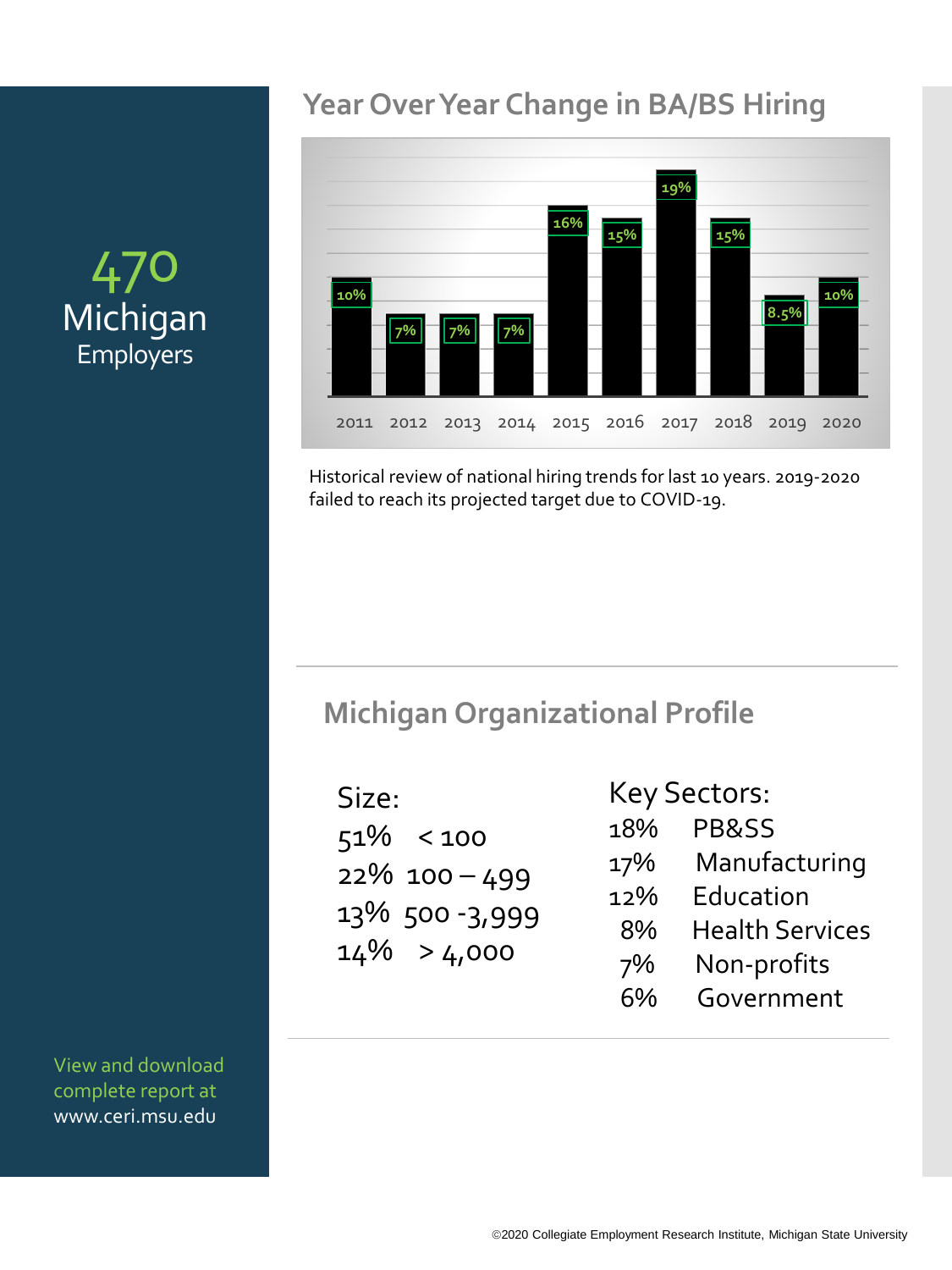**470**
Michigan
Employers

## Year Over Year Change in BA/BS Hiring

| Year | Change |
|---|---|
| 2011 | 10% |
| 2012 | 7% |
| 2013 | 7% |
| 2014 | 7% |
| 2015 | 16% |
| 2016 | 15% |
| 2017 | 19% |
| 2018 | 15% |
| 2019 | 8.5% |
| 2020 | 10% |

Historical review of national hiring trends for last 10 years. 2019-2020 failed to reach its projected target due to COVID-19.

## Michigan Organizational Profile

**Size:**

- 51% < 100
- 22% 100 – 499
- 13% 500 -3,999
- 14% > 4,000

**Key Sectors:**

- 18% PB&SS
- 17% Manufacturing
- 12% Education
- 8% Health Services
- 7% Non-profits
- 6% Government

View and download complete report at www.ceri.msu.edu

©2020 Collegiate Employment Research Institute, Michigan State University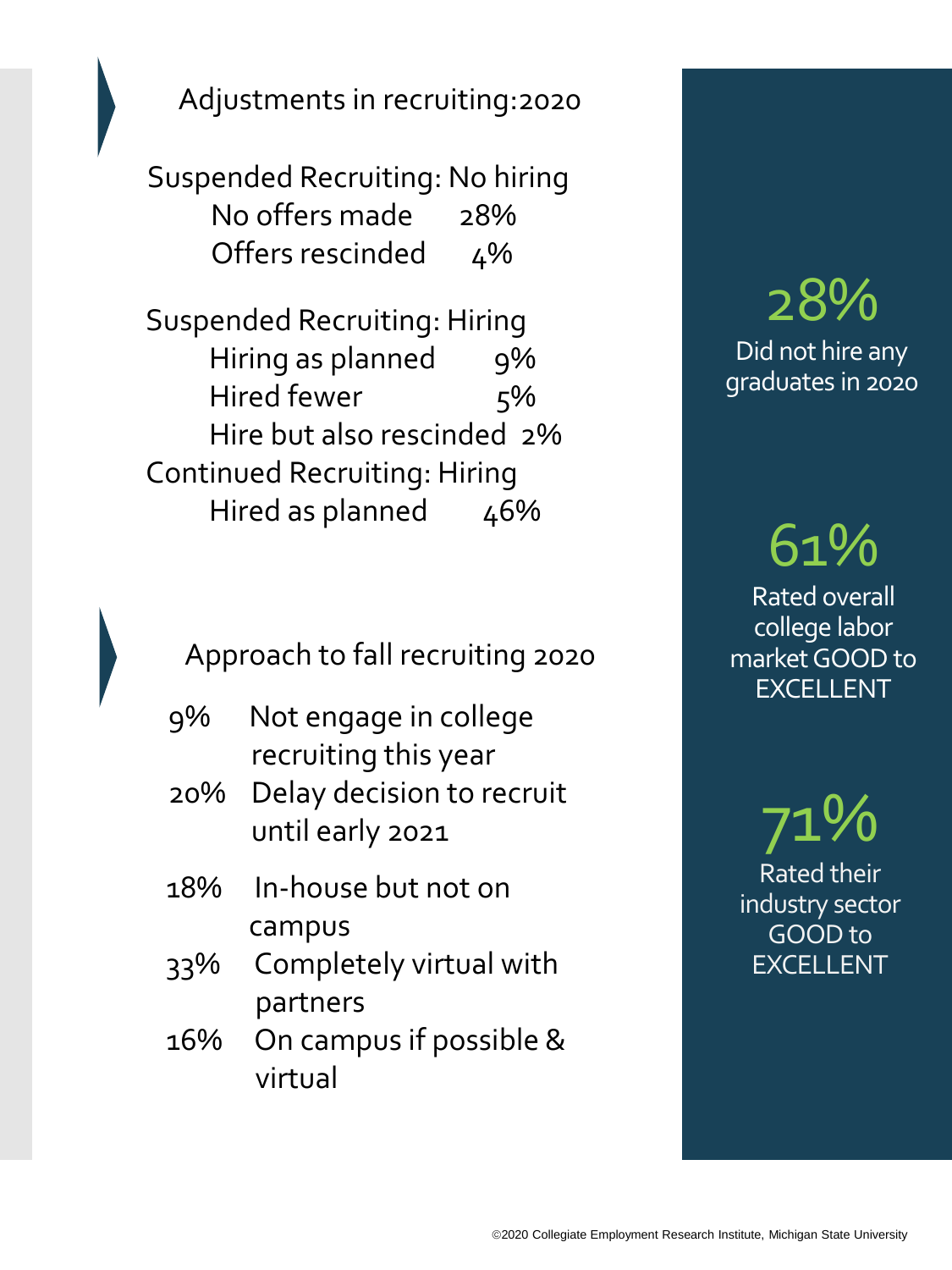## Adjustments in recruiting:2020

Suspended Recruiting: No hiring

| | |
|---|---|
| No offers made | 28% |
| Offers rescinded | 4% |

Suspended Recruiting: Hiring

| | |
|---|---|
| Hiring as planned | 9% |
| Hired fewer | 5% |
| Hire but also rescinded | 2% |

Continued Recruiting: Hiring

| | |
|---|---|
| Hired as planned | 46% |

## Approach to fall recruiting 2020

- 9% Not engage in college recruiting this year
- 20% Delay decision to recruit until early 2021
- 18% In-house but not on campus
- 33% Completely virtual with partners
- 16% On campus if possible & virtual

**28%**
Did not hire any graduates in 2020

**61%**
Rated overall college labor market GOOD to EXCELLENT

**71%**
Rated their industry sector GOOD to EXCELLENT

©2020 Collegiate Employment Research Institute, Michigan State University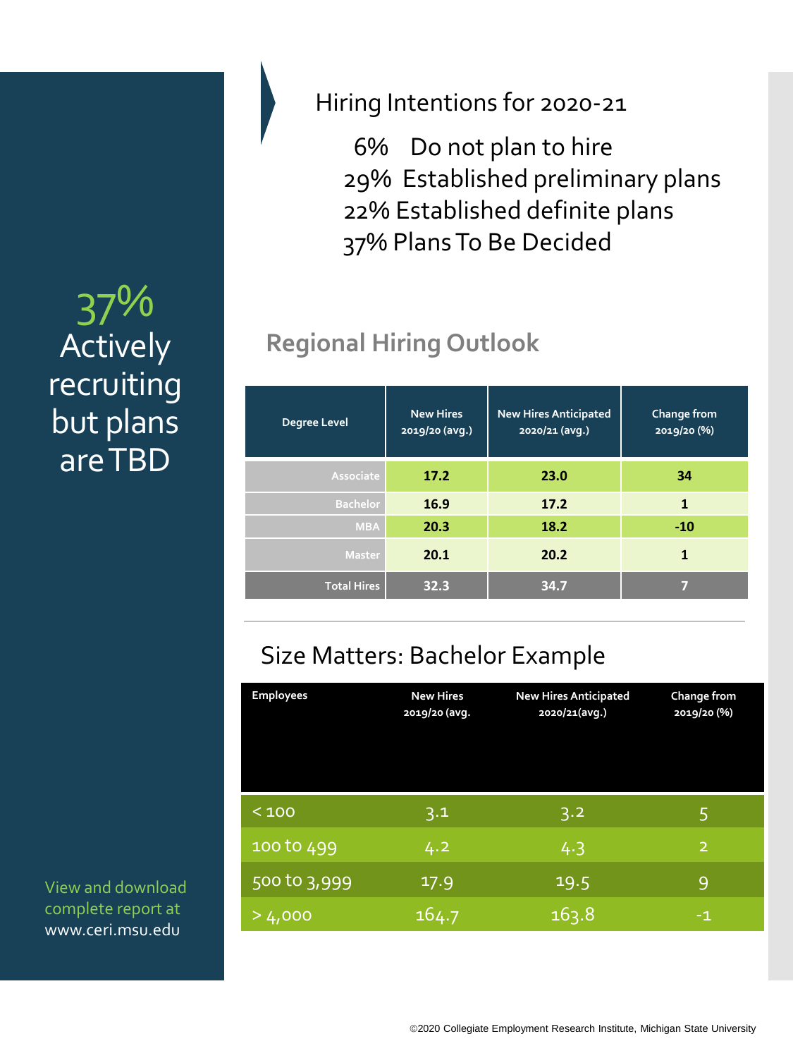37% Actively recruiting but plans are TBD

View and download complete report at www.ceri.msu.edu

## Hiring Intentions for 2020-21

- 6% Do not plan to hire
- 29% Established preliminary plans
- 22% Established definite plans
- 37% Plans To Be Decided

## Regional Hiring Outlook

| Degree Level | New Hires 2019/20 (avg.) | New Hires Anticipated 2020/21 (avg.) | Change from 2019/20 (%) |
|---|---|---|---|
| Associate | 17.2 | 23.0 | 34 |
| Bachelor | 16.9 | 17.2 | 1 |
| MBA | 20.3 | 18.2 | -10 |
| Master | 20.1 | 20.2 | 1 |
| Total Hires | 32.3 | 34.7 | 7 |

## Size Matters: Bachelor Example

| Employees | New Hires 2019/20 (avg. | New Hires Anticipated 2020/21(avg.) | Change from 2019/20 (%) |
|---|---|---|---|
| < 100 | 3.1 | 3.2 | 5 |
| 100 to 499 | 4.2 | 4.3 | 2 |
| 500 to 3,999 | 17.9 | 19.5 | 9 |
| > 4,000 | 164.7 | 163.8 | -1 |

©2020 Collegiate Employment Research Institute, Michigan State University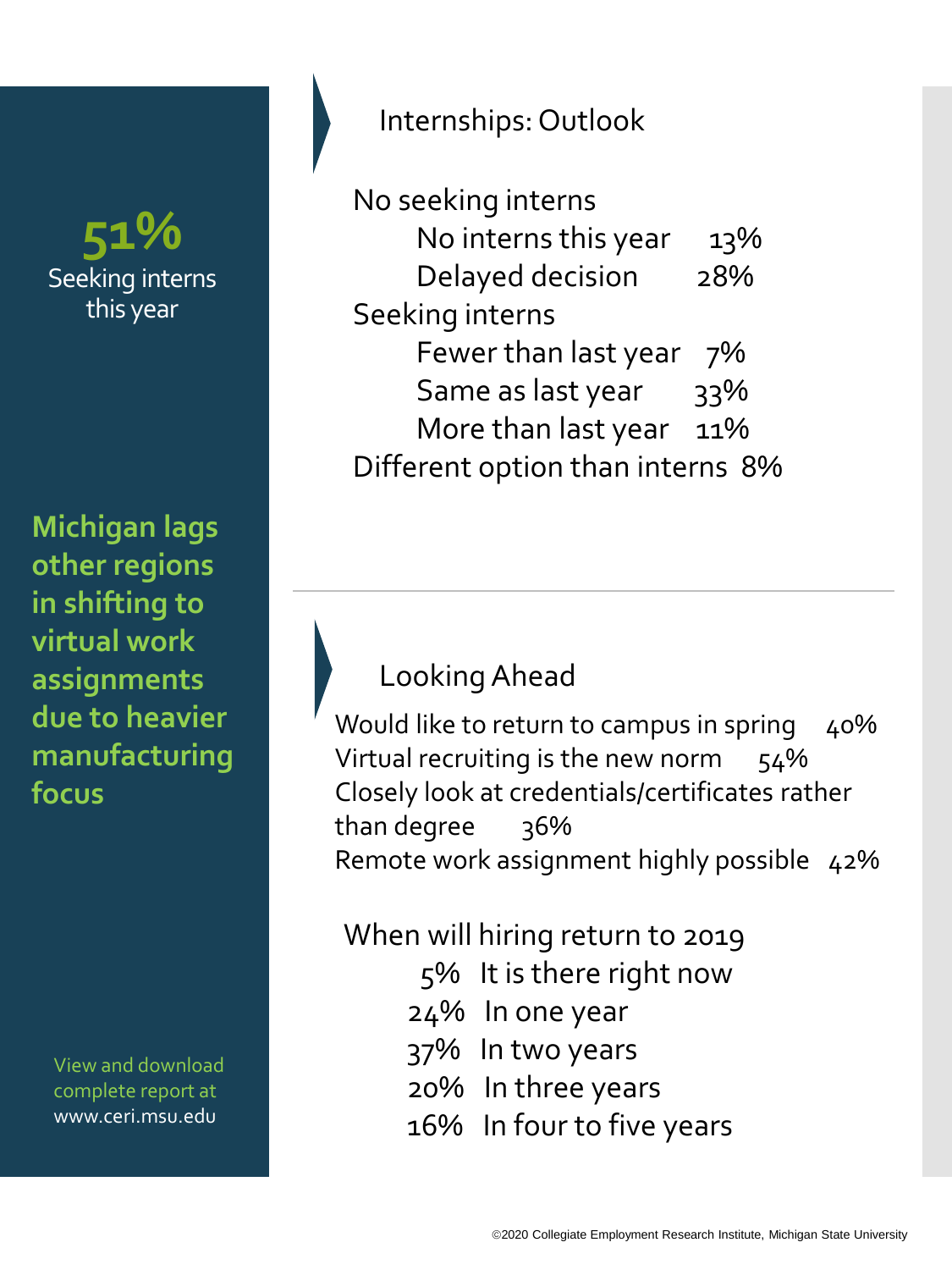**51%**
Seeking interns this year

**Michigan lags other regions in shifting to virtual work assignments due to heavier manufacturing focus**

View and download complete report at www.ceri.msu.edu

## Internships: Outlook

No seeking interns
- No interns this year 13%
- Delayed decision 28%

Seeking interns
- Fewer than last year 7%
- Same as last year 33%
- More than last year 11%

Different option than interns 8%

## Looking Ahead

Would like to return to campus in spring 40%
Virtual recruiting is the new norm 54%
Closely look at credentials/certificates rather than degree 36%
Remote work assignment highly possible 42%

When will hiring return to 2019
- 5% It is there right now
- 24% In one year
- 37% In two years
- 20% In three years
- 16% In four to five years

©2020 Collegiate Employment Research Institute, Michigan State University